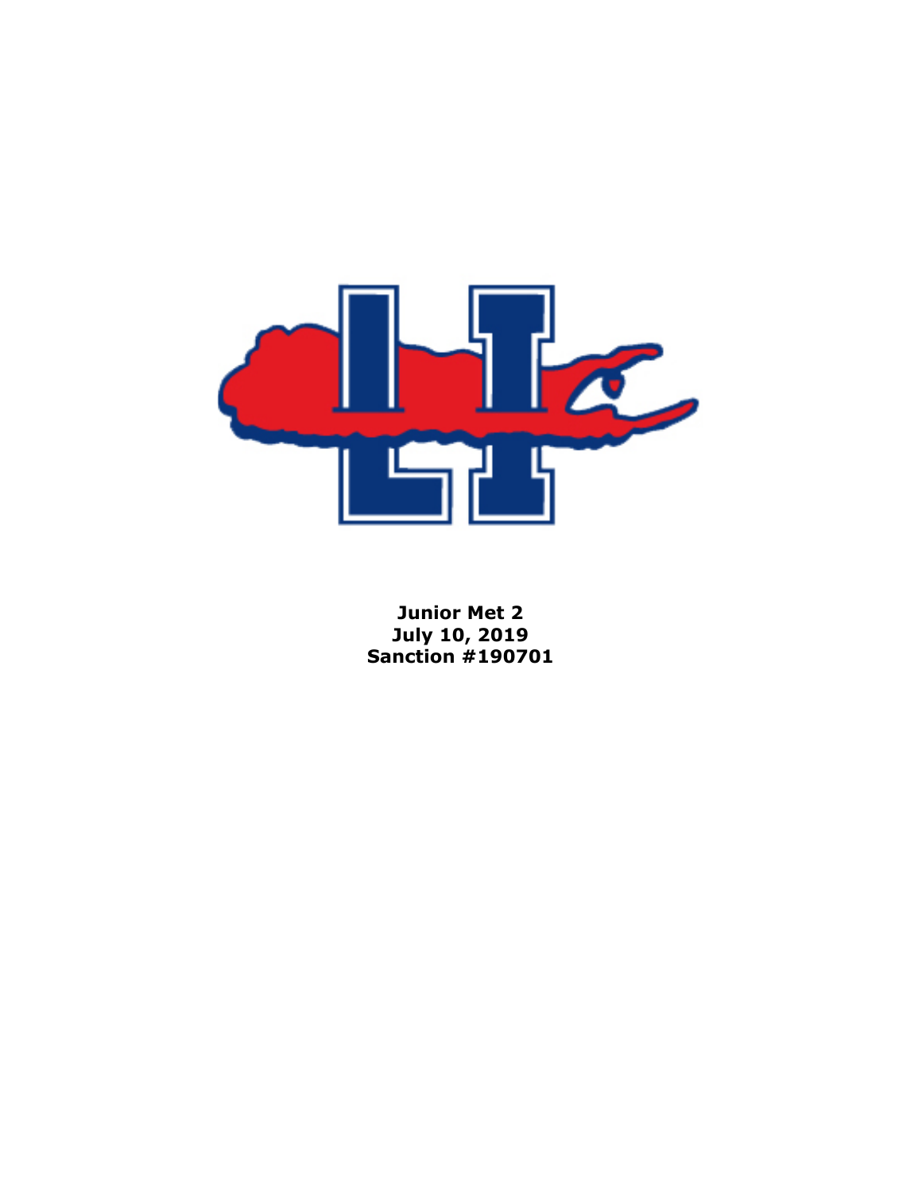**Junior Met 2**
**July 10, 2019**
**Sanction #190701**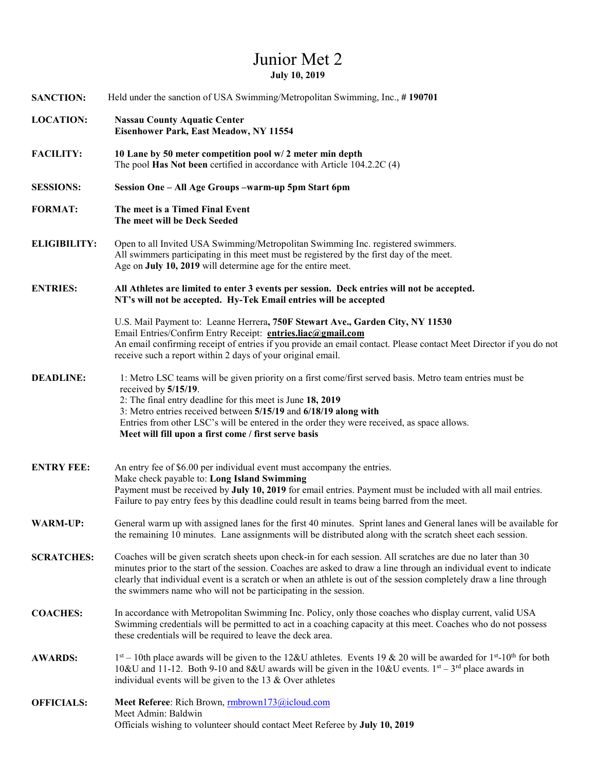# Junior Met 2

**July 10, 2019**

**SANCTION:** Held under the sanction of USA Swimming/Metropolitan Swimming, Inc., **# 190701**

**LOCATION:** **Nassau County Aquatic Center**
**Eisenhower Park, East Meadow, NY 11554**

**FACILITY:** **10 Lane by 50 meter competition pool w/ 2 meter min depth**
The pool **Has Not been** certified in accordance with Article 104.2.2C (4)

**SESSIONS:** **Session One – All Age Groups –warm-up 5pm Start 6pm**

**FORMAT:** **The meet is a Timed Final Event**
**The meet will be Deck Seeded**

**ELIGIBILITY:** Open to all Invited USA Swimming/Metropolitan Swimming Inc. registered swimmers.
All swimmers participating in this meet must be registered by the first day of the meet.
Age on **July 10, 2019** will determine age for the entire meet.

**ENTRIES:** **All Athletes are limited to enter 3 events per session. Deck entries will not be accepted.**
**NT's will not be accepted. Hy-Tek Email entries will be accepted**

U.S. Mail Payment to: Leanne Herrera**, 750F Stewart Ave., Garden City, NY 11530**
Email Entries/Confirm Entry Receipt: **entries.liac@gmail.com**
An email confirming receipt of entries if you provide an email contact. Please contact Meet Director if you do not receive such a report within 2 days of your original email.

**DEADLINE:** 1: Metro LSC teams will be given priority on a first come/first served basis. Metro team entries must be received by **5/15/19**.
2: The final entry deadline for this meet is June **18, 2019**
3: Metro entries received between **5/15/19** and **6/18/19 along with**
Entries from other LSC's will be entered in the order they were received, as space allows.
**Meet will fill upon a first come / first serve basis**

**ENTRY FEE:** An entry fee of $6.00 per individual event must accompany the entries.
Make check payable to: **Long Island Swimming**
Payment must be received by **July 10, 2019** for email entries. Payment must be included with all mail entries.
Failure to pay entry fees by this deadline could result in teams being barred from the meet.

**WARM-UP:** General warm up with assigned lanes for the first 40 minutes. Sprint lanes and General lanes will be available for the remaining 10 minutes. Lane assignments will be distributed along with the scratch sheet each session.

**SCRATCHES:** Coaches will be given scratch sheets upon check-in for each session. All scratches are due no later than 30 minutes prior to the start of the session. Coaches are asked to draw a line through an individual event to indicate clearly that individual event is a scratch or when an athlete is out of the session completely draw a line through the swimmers name who will not be participating in the session.

**COACHES:** In accordance with Metropolitan Swimming Inc. Policy, only those coaches who display current, valid USA Swimming credentials will be permitted to act in a coaching capacity at this meet. Coaches who do not possess these credentials will be required to leave the deck area.

**AWARDS:** 1st – 10th place awards will be given to the 12&U athletes. Events 19 & 20 will be awarded for 1st-10th for both 10&U and 11-12. Both 9-10 and 8&U awards will be given in the 10&U events. 1st – 3rd place awards in individual events will be given to the 13 & Over athletes

**OFFICIALS:** **Meet Referee**: Rich Brown, rmbrown173@icloud.com
Meet Admin: Baldwin
Officials wishing to volunteer should contact Meet Referee by **July 10, 2019**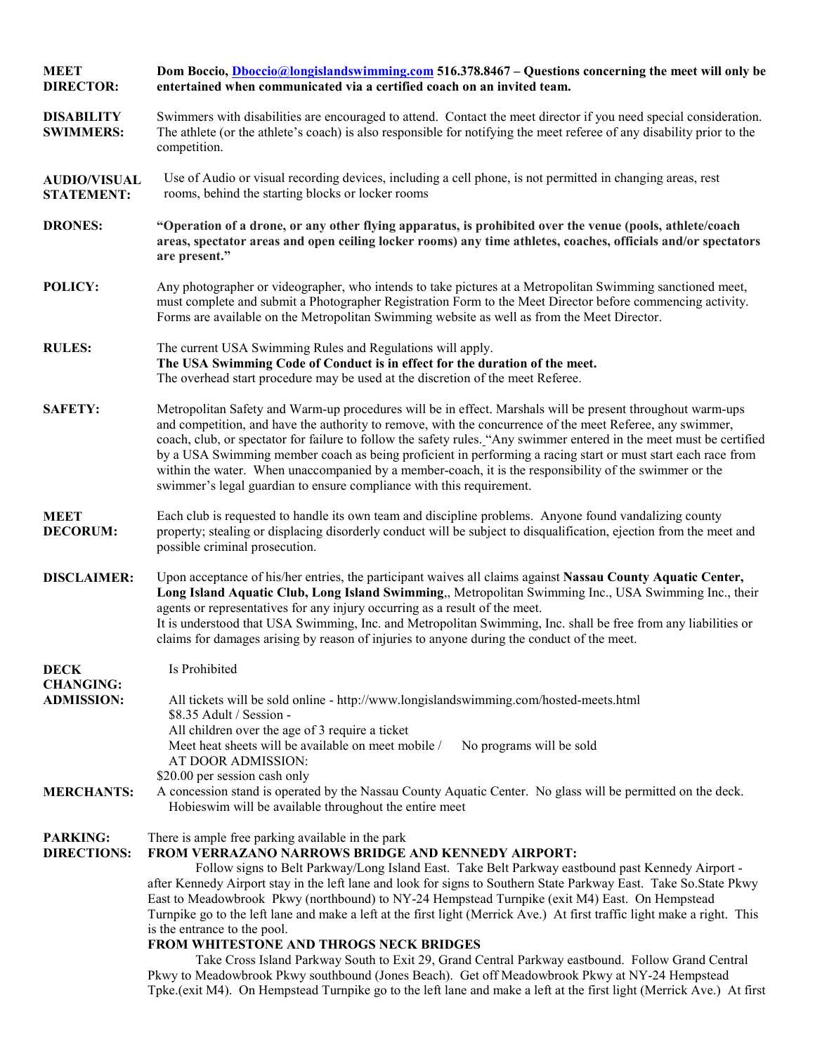**MEET DIRECTOR:** **Dom Boccio, Dboccio@longislandswimming.com 516.378.8467 – Questions concerning the meet will only be entertained when communicated via a certified coach on an invited team.**

**DISABILITY SWIMMERS:** Swimmers with disabilities are encouraged to attend. Contact the meet director if you need special consideration. The athlete (or the athlete's coach) is also responsible for notifying the meet referee of any disability prior to the competition.

**AUDIO/VISUAL STATEMENT:** Use of Audio or visual recording devices, including a cell phone, is not permitted in changing areas, rest rooms, behind the starting blocks or locker rooms

**DRONES:** **"Operation of a drone, or any other flying apparatus, is prohibited over the venue (pools, athlete/coach areas, spectator areas and open ceiling locker rooms) any time athletes, coaches, officials and/or spectators are present."**

**POLICY:** Any photographer or videographer, who intends to take pictures at a Metropolitan Swimming sanctioned meet, must complete and submit a Photographer Registration Form to the Meet Director before commencing activity. Forms are available on the Metropolitan Swimming website as well as from the Meet Director.

**RULES:** The current USA Swimming Rules and Regulations will apply.
**The USA Swimming Code of Conduct is in effect for the duration of the meet.**
The overhead start procedure may be used at the discretion of the meet Referee.

**SAFETY:** Metropolitan Safety and Warm-up procedures will be in effect. Marshals will be present throughout warm-ups and competition, and have the authority to remove, with the concurrence of the meet Referee, any swimmer, coach, club, or spectator for failure to follow the safety rules. "Any swimmer entered in the meet must be certified by a USA Swimming member coach as being proficient in performing a racing start or must start each race from within the water. When unaccompanied by a member-coach, it is the responsibility of the swimmer or the swimmer's legal guardian to ensure compliance with this requirement.

**MEET DECORUM:** Each club is requested to handle its own team and discipline problems. Anyone found vandalizing county property; stealing or displacing disorderly conduct will be subject to disqualification, ejection from the meet and possible criminal prosecution.

**DISCLAIMER:** Upon acceptance of his/her entries, the participant waives all claims against **Nassau County Aquatic Center, Long Island Aquatic Club, Long Island Swimming**,, Metropolitan Swimming Inc., USA Swimming Inc., their agents or representatives for any injury occurring as a result of the meet.
It is understood that USA Swimming, Inc. and Metropolitan Swimming, Inc. shall be free from any liabilities or claims for damages arising by reason of injuries to anyone during the conduct of the meet.

**DECK CHANGING:** Is Prohibited

**ADMISSION:** All tickets will be sold online - http://www.longislandswimming.com/hosted-meets.html
$8.35 Adult / Session -
All children over the age of 3 require a ticket
Meet heat sheets will be available on meet mobile / No programs will be sold
AT DOOR ADMISSION:
$20.00 per session cash only

**MERCHANTS:** A concession stand is operated by the Nassau County Aquatic Center. No glass will be permitted on the deck.
Hobieswim will be available throughout the entire meet

**PARKING:** There is ample free parking available in the park

**DIRECTIONS:** **FROM VERRAZANO NARROWS BRIDGE AND KENNEDY AIRPORT:**
Follow signs to Belt Parkway/Long Island East. Take Belt Parkway eastbound past Kennedy Airport - after Kennedy Airport stay in the left lane and look for signs to Southern State Parkway East. Take So.State Pkwy East to Meadowbrook Pkwy (northbound) to NY-24 Hempstead Turnpike (exit M4) East. On Hempstead Turnpike go to the left lane and make a left at the first light (Merrick Ave.) At first traffic light make a right. This is the entrance to the pool.
**FROM WHITESTONE AND THROGS NECK BRIDGES**
Take Cross Island Parkway South to Exit 29, Grand Central Parkway eastbound. Follow Grand Central Pkwy to Meadowbrook Pkwy southbound (Jones Beach). Get off Meadowbrook Pkwy at NY-24 Hempstead Tpke.(exit M4). On Hempstead Turnpike go to the left lane and make a left at the first light (Merrick Ave.) At first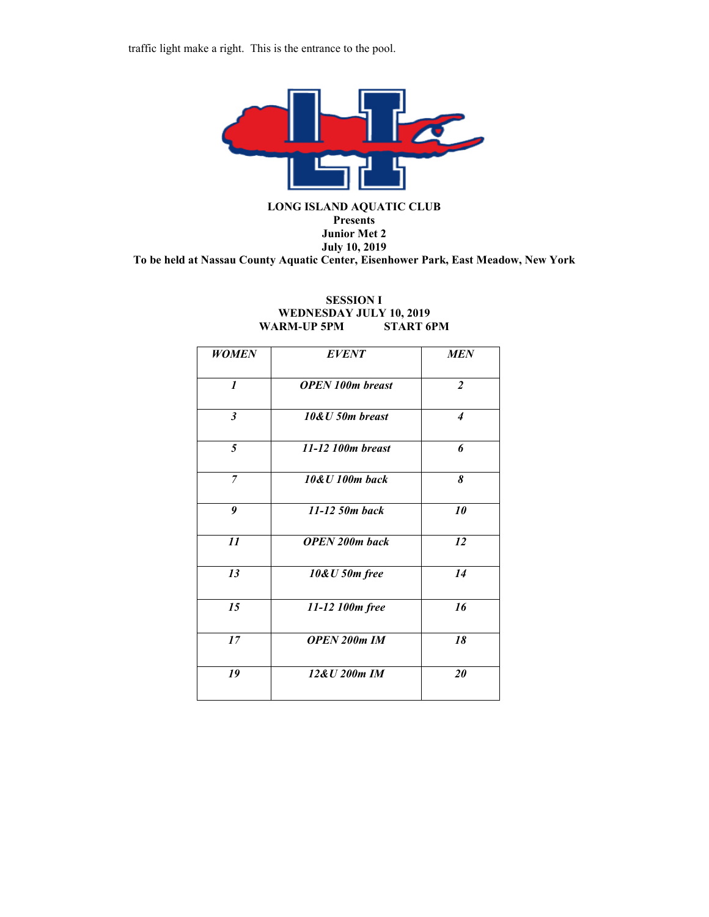traffic light make a right.  This is the entrance to the pool.

**LONG ISLAND AQUATIC CLUB**
**Presents**
**Junior Met 2**
**July 10, 2019**
**To be held at Nassau County Aquatic Center, Eisenhower Park, East Meadow, New York**

**SESSION I**
**WEDNESDAY JULY 10, 2019**
**WARM-UP 5PM START 6PM**

| ***WOMEN*** | ***EVENT*** | ***MEN*** |
|---|---|---|
| ***1*** | ***OPEN 100m breast*** | ***2*** |
| ***3*** | ***10&U 50m breast*** | ***4*** |
| ***5*** | ***11-12 100m breast*** | ***6*** |
| ***7*** | ***10&U 100m back*** | ***8*** |
| ***9*** | ***11-12 50m back*** | ***10*** |
| ***11*** | ***OPEN 200m back*** | ***12*** |
| ***13*** | ***10&U 50m free*** | ***14*** |
| ***15*** | ***11-12 100m free*** | ***16*** |
| ***17*** | ***OPEN 200m IM*** | ***18*** |
| ***19*** | ***12&U 200m IM*** | ***20*** |